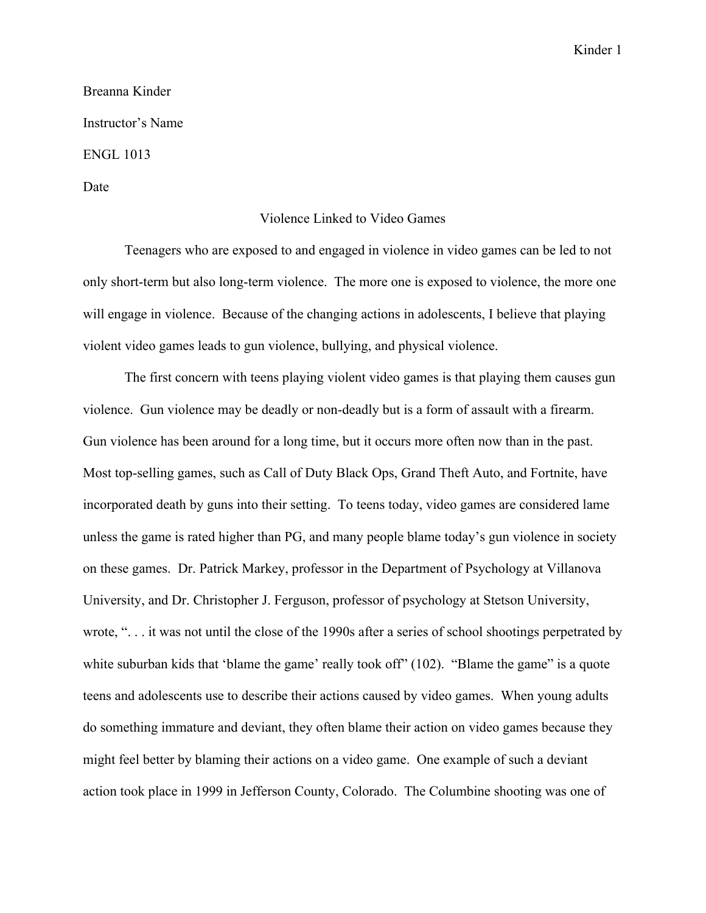Breanna Kinder

Instructor's Name

ENGL 1013

Date

# Violence Linked to Video Games

Teenagers who are exposed to and engaged in violence in video games can be led to not only short-term but also long-term violence. The more one is exposed to violence, the more one will engage in violence. Because of the changing actions in adolescents, I believe that playing violent video games leads to gun violence, bullying, and physical violence.

The first concern with teens playing violent video games is that playing them causes gun violence. Gun violence may be deadly or non-deadly but is a form of assault with a firearm. Gun violence has been around for a long time, but it occurs more often now than in the past. Most top-selling games, such as Call of Duty Black Ops, Grand Theft Auto, and Fortnite, have incorporated death by guns into their setting. To teens today, video games are considered lame unless the game is rated higher than PG, and many people blame today's gun violence in society on these games. Dr. Patrick Markey, professor in the Department of Psychology at Villanova University, and Dr. Christopher J. Ferguson, professor of psychology at Stetson University, wrote, ". . . it was not until the close of the 1990s after a series of school shootings perpetrated by white suburban kids that 'blame the game' really took off" (102). "Blame the game" is a quote teens and adolescents use to describe their actions caused by video games. When young adults do something immature and deviant, they often blame their action on video games because they might feel better by blaming their actions on a video game. One example of such a deviant action took place in 1999 in Jefferson County, Colorado. The Columbine shooting was one of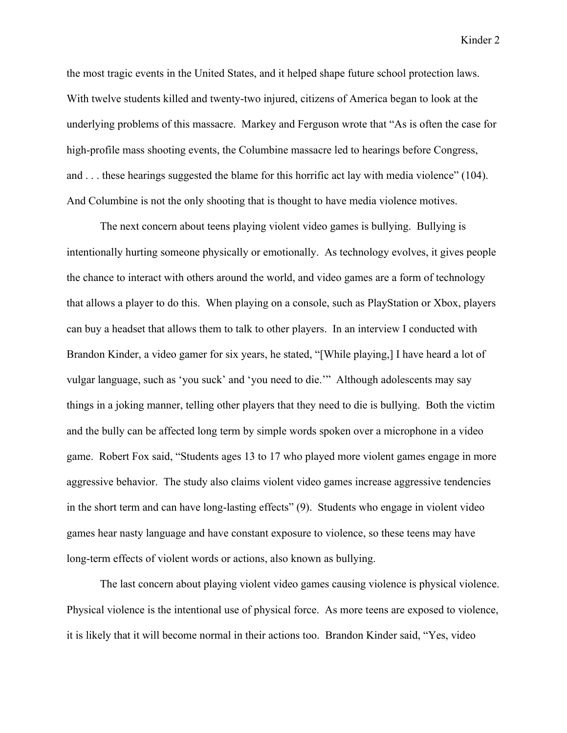the most tragic events in the United States, and it helped shape future school protection laws. With twelve students killed and twenty-two injured, citizens of America began to look at the underlying problems of this massacre. Markey and Ferguson wrote that "As is often the case for high-profile mass shooting events, the Columbine massacre led to hearings before Congress, and . . . these hearings suggested the blame for this horrific act lay with media violence" (104). And Columbine is not the only shooting that is thought to have media violence motives.

The next concern about teens playing violent video games is bullying. Bullying is intentionally hurting someone physically or emotionally. As technology evolves, it gives people the chance to interact with others around the world, and video games are a form of technology that allows a player to do this. When playing on a console, such as PlayStation or Xbox, players can buy a headset that allows them to talk to other players. In an interview I conducted with Brandon Kinder, a video gamer for six years, he stated, "[While playing,] I have heard a lot of vulgar language, such as 'you suck' and 'you need to die.'" Although adolescents may say things in a joking manner, telling other players that they need to die is bullying. Both the victim and the bully can be affected long term by simple words spoken over a microphone in a video game. Robert Fox said, "Students ages 13 to 17 who played more violent games engage in more aggressive behavior. The study also claims violent video games increase aggressive tendencies in the short term and can have long-lasting effects" (9). Students who engage in violent video games hear nasty language and have constant exposure to violence, so these teens may have long-term effects of violent words or actions, also known as bullying.

The last concern about playing violent video games causing violence is physical violence. Physical violence is the intentional use of physical force. As more teens are exposed to violence, it is likely that it will become normal in their actions too. Brandon Kinder said, "Yes, video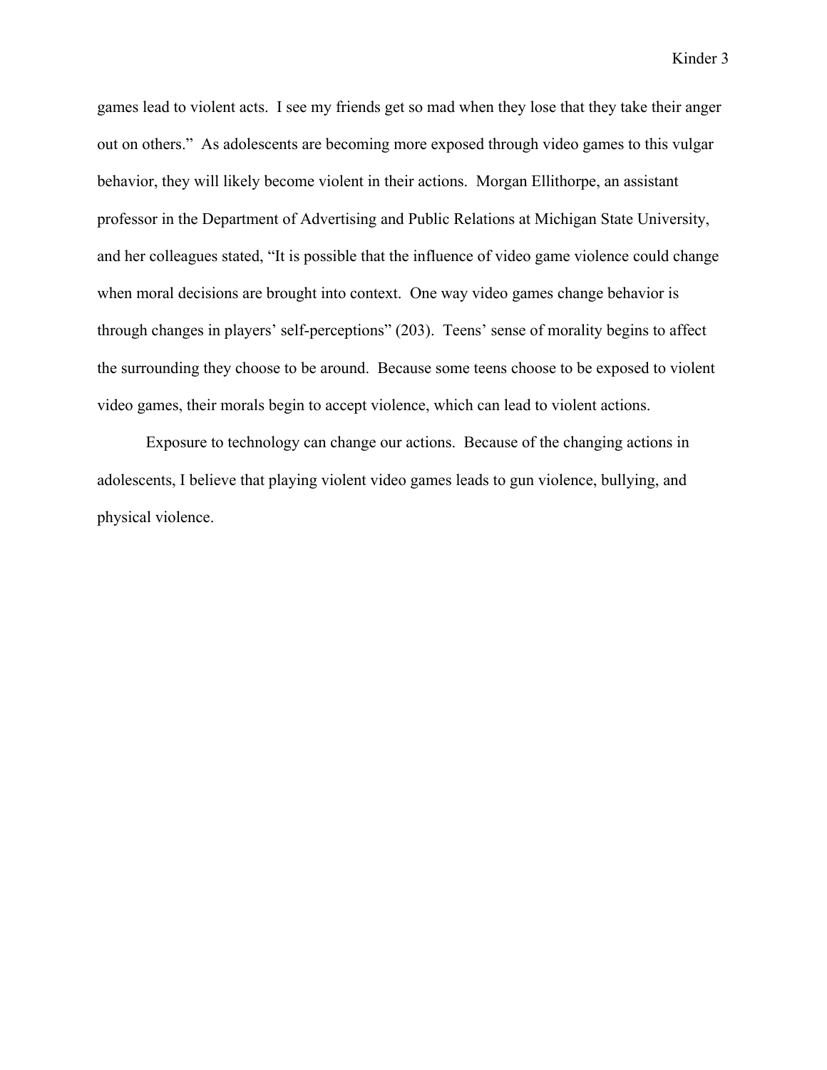games lead to violent acts. I see my friends get so mad when they lose that they take their anger out on others." As adolescents are becoming more exposed through video games to this vulgar behavior, they will likely become violent in their actions. Morgan Ellithorpe, an assistant professor in the Department of Advertising and Public Relations at Michigan State University, and her colleagues stated, "It is possible that the influence of video game violence could change when moral decisions are brought into context. One way video games change behavior is through changes in players' self-perceptions" (203). Teens' sense of morality begins to affect the surrounding they choose to be around. Because some teens choose to be exposed to violent video games, their morals begin to accept violence, which can lead to violent actions.

Exposure to technology can change our actions. Because of the changing actions in adolescents, I believe that playing violent video games leads to gun violence, bullying, and physical violence.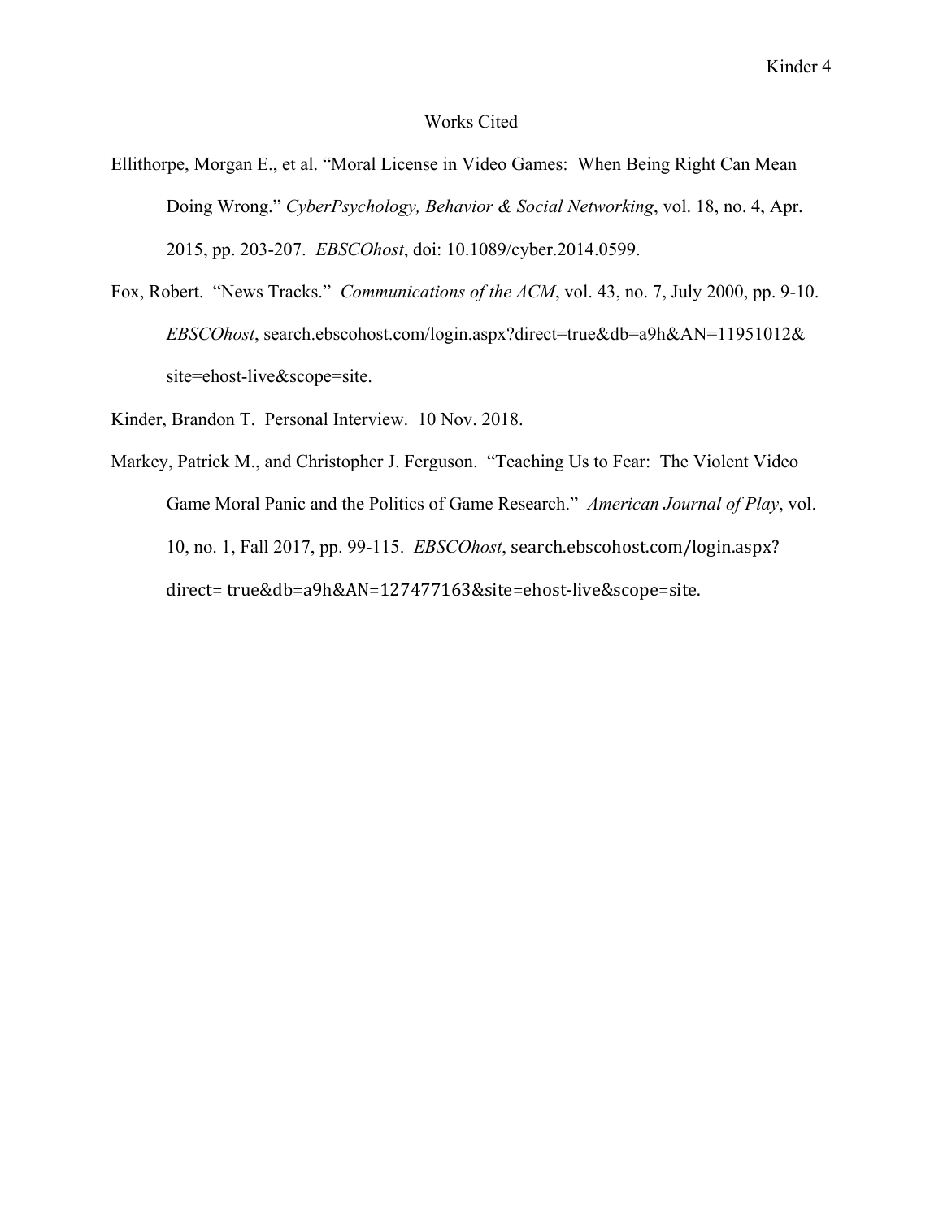# Works Cited

Ellithorpe, Morgan E., et al. "Moral License in Video Games: When Being Right Can Mean Doing Wrong." *CyberPsychology, Behavior & Social Networking*, vol. 18, no. 4, Apr. 2015, pp. 203-207. *EBSCOhost*, doi: 10.1089/cyber.2014.0599.

Fox, Robert. "News Tracks." *Communications of the ACM*, vol. 43, no. 7, July 2000, pp. 9-10. *EBSCOhost*, search.ebscohost.com/login.aspx?direct=true&db=a9h&AN=11951012&site=ehost-live&scope=site.

Kinder, Brandon T. Personal Interview. 10 Nov. 2018.

Markey, Patrick M., and Christopher J. Ferguson. "Teaching Us to Fear: The Violent Video Game Moral Panic and the Politics of Game Research." *American Journal of Play*, vol. 10, no. 1, Fall 2017, pp. 99-115. *EBSCOhost*, search.ebscohost.com/login.aspx?direct= true&db=a9h&AN=127477163&site=ehost-live&scope=site.